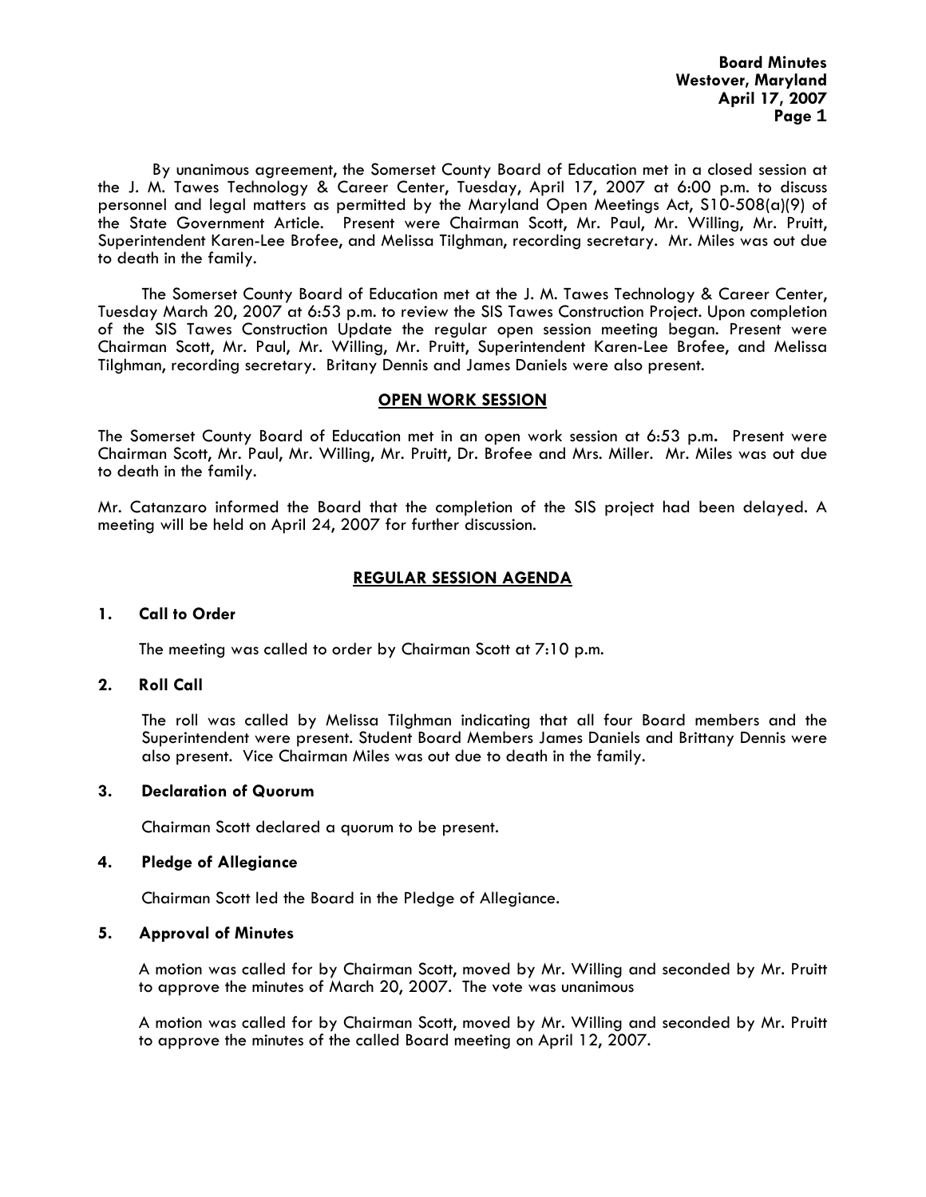By unanimous agreement, the Somerset County Board of Education met in a closed session at the J. M. Tawes Technology & Career Center, Tuesday, April 17, 2007 at 6:00 p.m. to discuss personnel and legal matters as permitted by the Maryland Open Meetings Act, S10-508(a)(9) of the State Government Article. Present were Chairman Scott, Mr. Paul, Mr. Willing, Mr. Pruitt, Superintendent Karen-Lee Brofee, and Melissa Tilghman, recording secretary. Mr. Miles was out due to death in the family.

The Somerset County Board of Education met at the J. M. Tawes Technology & Career Center, Tuesday March 20, 2007 at 6:53 p.m. to review the SIS Tawes Construction Project. Upon completion of the SIS Tawes Construction Update the regular open session meeting began. Present were Chairman Scott, Mr. Paul, Mr. Willing, Mr. Pruitt, Superintendent Karen-Lee Brofee, and Melissa Tilghman, recording secretary. Britany Dennis and James Daniels were also present.

## OPEN WORK SESSION

The Somerset County Board of Education met in an open work session at 6:53 p.m**.** Present were Chairman Scott, Mr. Paul, Mr. Willing, Mr. Pruitt, Dr. Brofee and Mrs. Miller. Mr. Miles was out due to death in the family.

Mr. Catanzaro informed the Board that the completion of the SIS project had been delayed. A meeting will be held on April 24, 2007 for further discussion.

## REGULAR SESSION AGENDA

### 1. Call to Order

The meeting was called to order by Chairman Scott at 7:10 p.m.

### 2. Roll Call

The roll was called by Melissa Tilghman indicating that all four Board members and the Superintendent were present. Student Board Members James Daniels and Brittany Dennis were also present. Vice Chairman Miles was out due to death in the family.

### 3. Declaration of Quorum

Chairman Scott declared a quorum to be present.

### 4. Pledge of Allegiance

Chairman Scott led the Board in the Pledge of Allegiance.

### 5. Approval of Minutes

A motion was called for by Chairman Scott, moved by Mr. Willing and seconded by Mr. Pruitt to approve the minutes of March 20, 2007. The vote was unanimous

A motion was called for by Chairman Scott, moved by Mr. Willing and seconded by Mr. Pruitt to approve the minutes of the called Board meeting on April 12, 2007.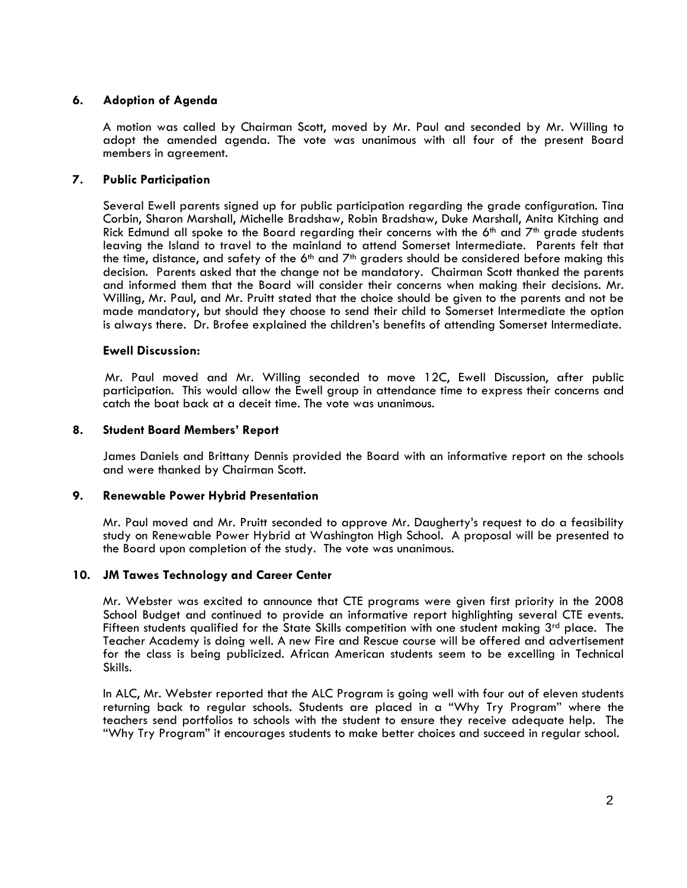## 6. Adoption of Agenda

A motion was called by Chairman Scott, moved by Mr. Paul and seconded by Mr. Willing to adopt the amended agenda. The vote was unanimous with all four of the present Board members in agreement.

## 7. Public Participation

Several Ewell parents signed up for public participation regarding the grade configuration. Tina Corbin, Sharon Marshall, Michelle Bradshaw, Robin Bradshaw, Duke Marshall, Anita Kitching and Rick Edmund all spoke to the Board regarding their concerns with the 6th and 7th grade students leaving the Island to travel to the mainland to attend Somerset Intermediate. Parents felt that the time, distance, and safety of the 6th and 7th graders should be considered before making this decision. Parents asked that the change not be mandatory. Chairman Scott thanked the parents and informed them that the Board will consider their concerns when making their decisions. Mr. Willing, Mr. Paul, and Mr. Pruitt stated that the choice should be given to the parents and not be made mandatory, but should they choose to send their child to Somerset Intermediate the option is always there. Dr. Brofee explained the children's benefits of attending Somerset Intermediate.

### Ewell Discussion:

Mr. Paul moved and Mr. Willing seconded to move 12C, Ewell Discussion, after public participation. This would allow the Ewell group in attendance time to express their concerns and catch the boat back at a deceit time. The vote was unanimous.

## 8. Student Board Members' Report

James Daniels and Brittany Dennis provided the Board with an informative report on the schools and were thanked by Chairman Scott.

## 9. Renewable Power Hybrid Presentation

Mr. Paul moved and Mr. Pruitt seconded to approve Mr. Daugherty's request to do a feasibility study on Renewable Power Hybrid at Washington High School. A proposal will be presented to the Board upon completion of the study. The vote was unanimous.

## 10. JM Tawes Technology and Career Center

Mr. Webster was excited to announce that CTE programs were given first priority in the 2008 School Budget and continued to provide an informative report highlighting several CTE events. Fifteen students qualified for the State Skills competition with one student making 3rd place. The Teacher Academy is doing well. A new Fire and Rescue course will be offered and advertisement for the class is being publicized. African American students seem to be excelling in Technical Skills.

In ALC, Mr. Webster reported that the ALC Program is going well with four out of eleven students returning back to regular schools. Students are placed in a "Why Try Program" where the teachers send portfolios to schools with the student to ensure they receive adequate help. The "Why Try Program" it encourages students to make better choices and succeed in regular school.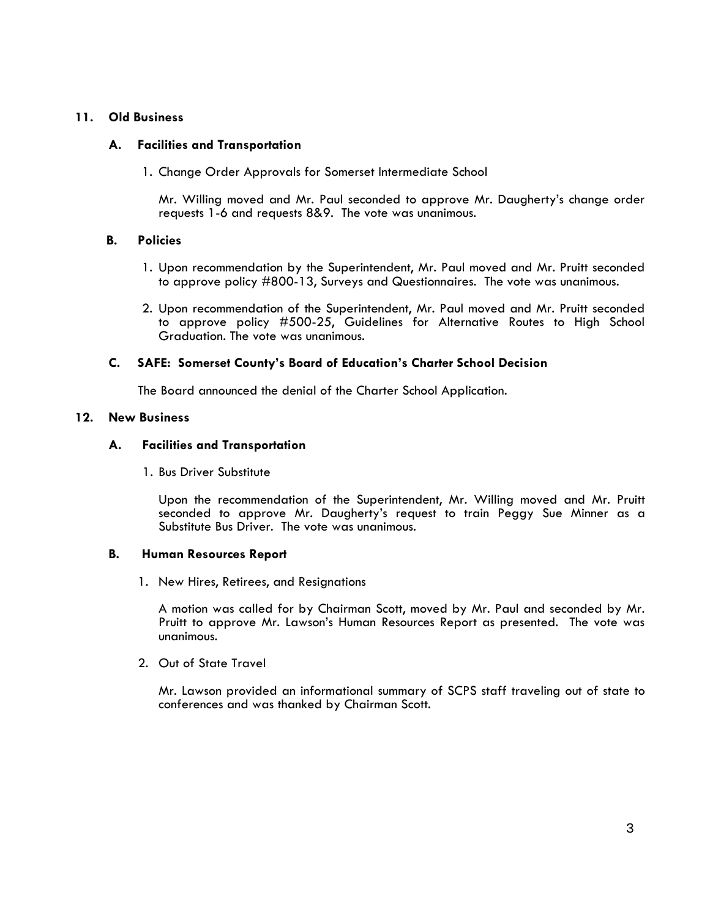## 11. Old Business

### A. Facilities and Transportation

1. Change Order Approvals for Somerset Intermediate School

   Mr. Willing moved and Mr. Paul seconded to approve Mr. Daugherty's change order requests 1-6 and requests 8&9. The vote was unanimous.

### B. Policies

1. Upon recommendation by the Superintendent, Mr. Paul moved and Mr. Pruitt seconded to approve policy #800-13, Surveys and Questionnaires. The vote was unanimous.

2. Upon recommendation of the Superintendent, Mr. Paul moved and Mr. Pruitt seconded to approve policy #500-25, Guidelines for Alternative Routes to High School Graduation. The vote was unanimous.

### C. SAFE: Somerset County's Board of Education's Charter School Decision

The Board announced the denial of the Charter School Application.

## 12. New Business

### A. Facilities and Transportation

1. Bus Driver Substitute

   Upon the recommendation of the Superintendent, Mr. Willing moved and Mr. Pruitt seconded to approve Mr. Daugherty's request to train Peggy Sue Minner as a Substitute Bus Driver. The vote was unanimous.

### B. Human Resources Report

1. New Hires, Retirees, and Resignations

   A motion was called for by Chairman Scott, moved by Mr. Paul and seconded by Mr. Pruitt to approve Mr. Lawson's Human Resources Report as presented. The vote was unanimous.

2. Out of State Travel

   Mr. Lawson provided an informational summary of SCPS staff traveling out of state to conferences and was thanked by Chairman Scott.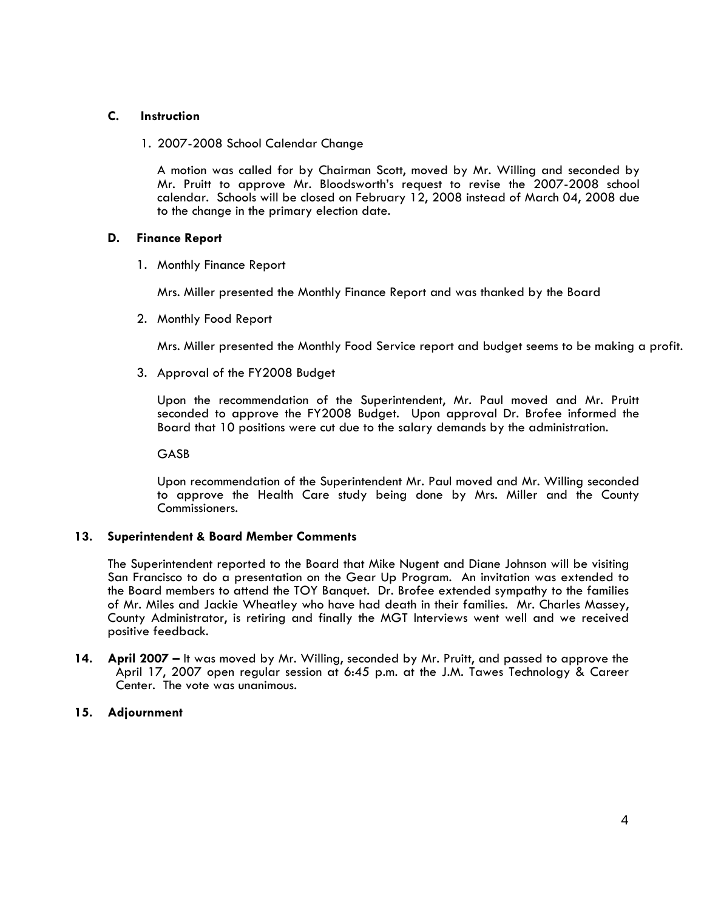### C. Instruction

1. 2007-2008 School Calendar Change

   A motion was called for by Chairman Scott, moved by Mr. Willing and seconded by Mr. Pruitt to approve Mr. Bloodsworth's request to revise the 2007-2008 school calendar. Schools will be closed on February 12, 2008 instead of March 04, 2008 due to the change in the primary election date.

### D. Finance Report

1. Monthly Finance Report

   Mrs. Miller presented the Monthly Finance Report and was thanked by the Board

2. Monthly Food Report

   Mrs. Miller presented the Monthly Food Service report and budget seems to be making a profit.

3. Approval of the FY2008 Budget

   Upon the recommendation of the Superintendent, Mr. Paul moved and Mr. Pruitt seconded to approve the FY2008 Budget. Upon approval Dr. Brofee informed the Board that 10 positions were cut due to the salary demands by the administration.

   GASB

   Upon recommendation of the Superintendent Mr. Paul moved and Mr. Willing seconded to approve the Health Care study being done by Mrs. Miller and the County Commissioners.

## 13. Superintendent & Board Member Comments

The Superintendent reported to the Board that Mike Nugent and Diane Johnson will be visiting San Francisco to do a presentation on the Gear Up Program. An invitation was extended to the Board members to attend the TOY Banquet. Dr. Brofee extended sympathy to the families of Mr. Miles and Jackie Wheatley who have had death in their families. Mr. Charles Massey, County Administrator, is retiring and finally the MGT Interviews went well and we received positive feedback.

**14. April 2007 –** It was moved by Mr. Willing, seconded by Mr. Pruitt, and passed to approve the April 17, 2007 open regular session at 6:45 p.m. at the J.M. Tawes Technology & Career Center. The vote was unanimous.

## 15. Adjournment